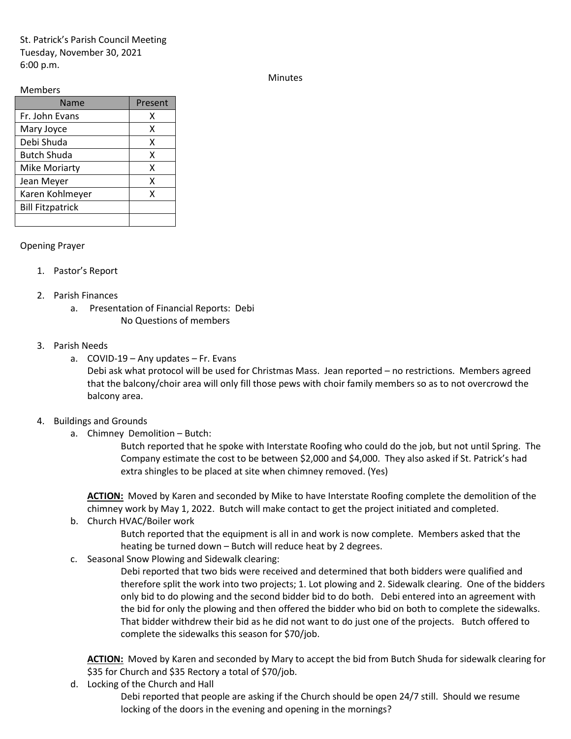St. Patrick's Parish Council Meeting
Tuesday, November 30, 2021
6:00 p.m.

Minutes

Members

| Name | Present |
|---|---|
| Fr. John Evans | X |
| Mary Joyce | X |
| Debi Shuda | X |
| Butch Shuda | X |
| Mike Moriarty | X |
| Jean Meyer | X |
| Karen Kohlmeyer | X |
| Bill Fitzpatrick | |
| | |

Opening Prayer

1. Pastor's Report

2. Parish Finances
   a. Presentation of Financial Reports: Debi
      No Questions of members

3. Parish Needs
   a. COVID-19 – Any updates – Fr. Evans
      Debi ask what protocol will be used for Christmas Mass. Jean reported – no restrictions. Members agreed that the balcony/choir area will only fill those pews with choir family members so as to not overcrowd the balcony area.

4. Buildings and Grounds
   a. Chimney Demolition – Butch:
      Butch reported that he spoke with Interstate Roofing who could do the job, but not until Spring. The Company estimate the cost to be between $2,000 and $4,000. They also asked if St. Patrick's had extra shingles to be placed at site when chimney removed. (Yes)

      **ACTION:** Moved by Karen and seconded by Mike to have Interstate Roofing complete the demolition of the chimney work by May 1, 2022. Butch will make contact to get the project initiated and completed.
   b. Church HVAC/Boiler work
      Butch reported that the equipment is all in and work is now complete. Members asked that the heating be turned down – Butch will reduce heat by 2 degrees.
   c. Seasonal Snow Plowing and Sidewalk clearing:
      Debi reported that two bids were received and determined that both bidders were qualified and therefore split the work into two projects; 1. Lot plowing and 2. Sidewalk clearing. One of the bidders only bid to do plowing and the second bidder bid to do both. Debi entered into an agreement with the bid for only the plowing and then offered the bidder who bid on both to complete the sidewalks. That bidder withdrew their bid as he did not want to do just one of the projects. Butch offered to complete the sidewalks this season for $70/job.

      **ACTION:** Moved by Karen and seconded by Mary to accept the bid from Butch Shuda for sidewalk clearing for $35 for Church and $35 Rectory a total of $70/job.
   d. Locking of the Church and Hall
      Debi reported that people are asking if the Church should be open 24/7 still. Should we resume locking of the doors in the evening and opening in the mornings?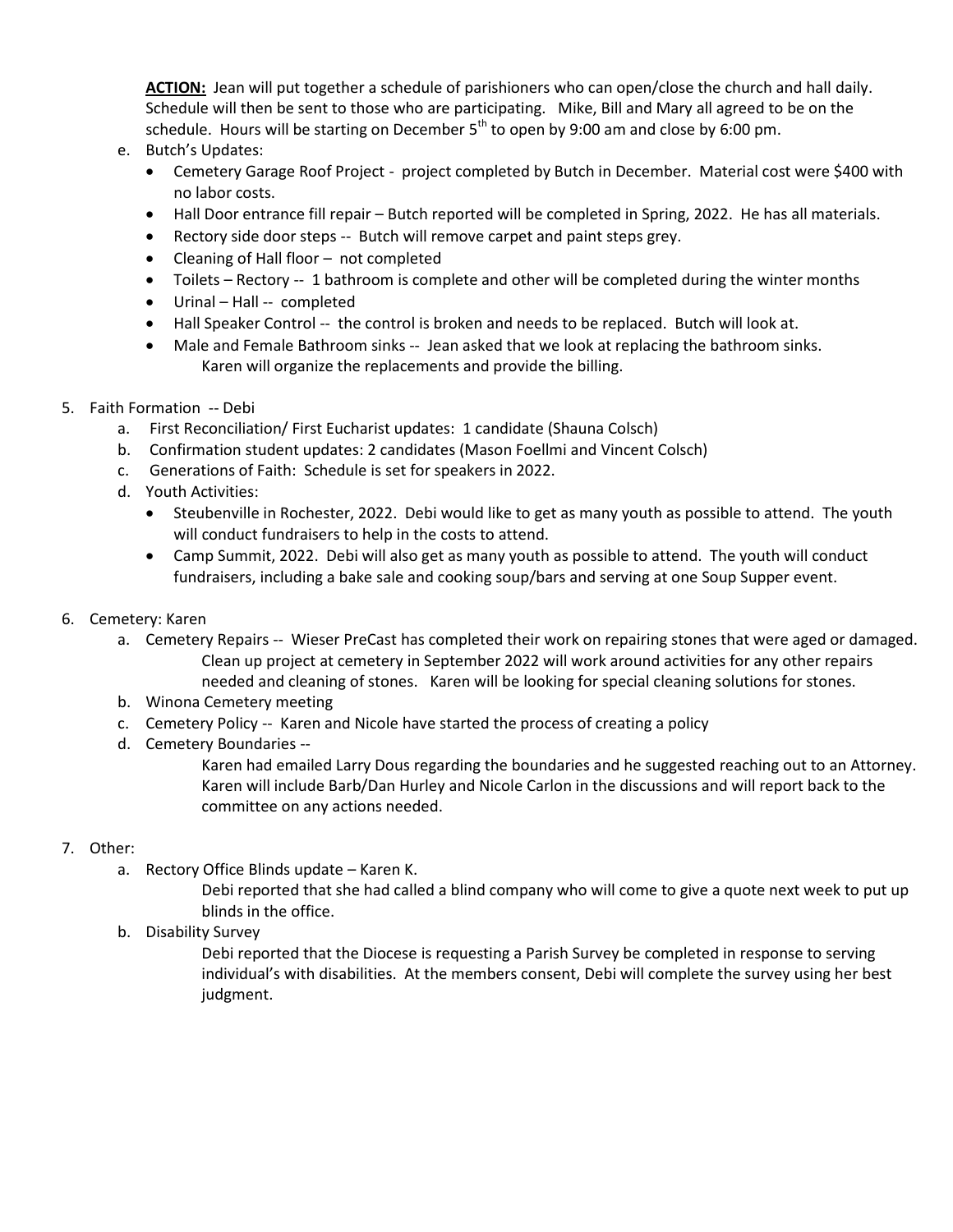**ACTION:** Jean will put together a schedule of parishioners who can open/close the church and hall daily. Schedule will then be sent to those who are participating. Mike, Bill and Mary all agreed to be on the schedule. Hours will be starting on December 5th to open by 9:00 am and close by 6:00 pm.

e. Butch's Updates:
   - Cemetery Garage Roof Project - project completed by Butch in December. Material cost were $400 with no labor costs.
   - Hall Door entrance fill repair – Butch reported will be completed in Spring, 2022. He has all materials.
   - Rectory side door steps -- Butch will remove carpet and paint steps grey.
   - Cleaning of Hall floor – not completed
   - Toilets – Rectory -- 1 bathroom is complete and other will be completed during the winter months
   - Urinal – Hall -- completed
   - Hall Speaker Control -- the control is broken and needs to be replaced. Butch will look at.
   - Male and Female Bathroom sinks -- Jean asked that we look at replacing the bathroom sinks. Karen will organize the replacements and provide the billing.

5. Faith Formation -- Debi
   a. First Reconciliation/ First Eucharist updates: 1 candidate (Shauna Colsch)
   b. Confirmation student updates: 2 candidates (Mason Foellmi and Vincent Colsch)
   c. Generations of Faith: Schedule is set for speakers in 2022.
   d. Youth Activities:
      - Steubenville in Rochester, 2022. Debi would like to get as many youth as possible to attend. The youth will conduct fundraisers to help in the costs to attend.
      - Camp Summit, 2022. Debi will also get as many youth as possible to attend. The youth will conduct fundraisers, including a bake sale and cooking soup/bars and serving at one Soup Supper event.

6. Cemetery: Karen
   a. Cemetery Repairs -- Wieser PreCast has completed their work on repairing stones that were aged or damaged. Clean up project at cemetery in September 2022 will work around activities for any other repairs needed and cleaning of stones. Karen will be looking for special cleaning solutions for stones.
   b. Winona Cemetery meeting
   c. Cemetery Policy -- Karen and Nicole have started the process of creating a policy
   d. Cemetery Boundaries --
      Karen had emailed Larry Dous regarding the boundaries and he suggested reaching out to an Attorney. Karen will include Barb/Dan Hurley and Nicole Carlon in the discussions and will report back to the committee on any actions needed.

7. Other:
   a. Rectory Office Blinds update – Karen K.
      Debi reported that she had called a blind company who will come to give a quote next week to put up blinds in the office.
   b. Disability Survey
      Debi reported that the Diocese is requesting a Parish Survey be completed in response to serving individual's with disabilities. At the members consent, Debi will complete the survey using her best judgment.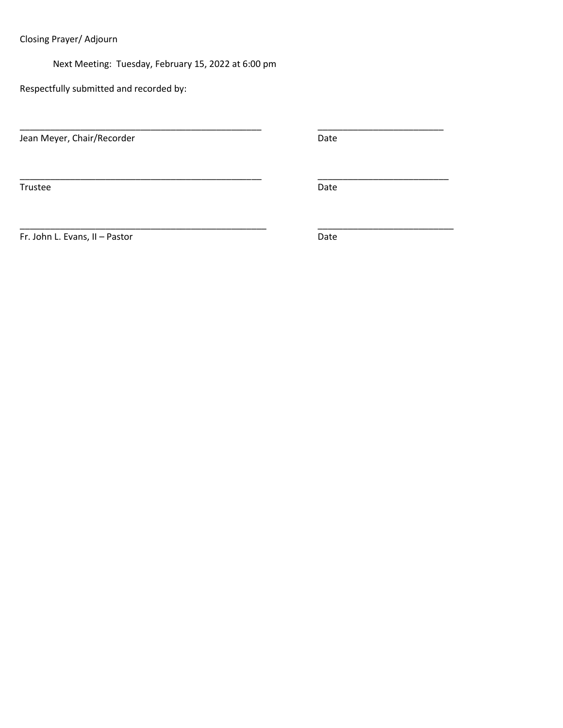Closing Prayer/ Adjourn

Next Meeting: Tuesday, February 15, 2022 at 6:00 pm

Respectfully submitted and recorded by:

| | |
|---|---|
| _______________________________________________ | ________________________ |
| Jean Meyer, Chair/Recorder | Date |
| _______________________________________________ | ________________________ |
| Trustee | Date |
| _______________________________________________ | ________________________ |
| Fr. John L. Evans, II – Pastor | Date |